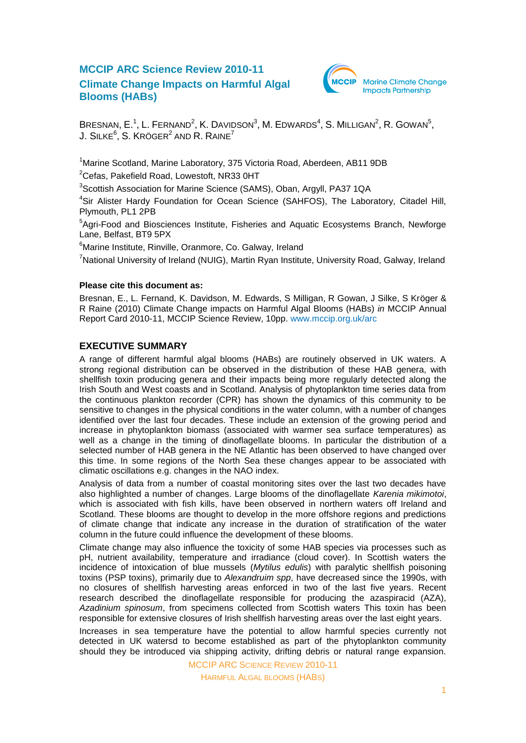# MCCIP ARC Science Review 2010-11

## Climate Change Impacts on Harmful Algal Blooms (HABs)

BRESNAN, E.[1], L. FERNAND[2], K. DAVIDSON[3], M. EDWARDS[4], S. MILLIGAN[2], R. GOWAN[5], J. SILKE[6], S. KRÖGER[2] AND R. RAINE[7]

[1]Marine Scotland, Marine Laboratory, 375 Victoria Road, Aberdeen, AB11 9DB

[2]Cefas, Pakefield Road, Lowestoft, NR33 0HT

[3]Scottish Association for Marine Science (SAMS), Oban, Argyll, PA37 1QA

[4]Sir Alister Hardy Foundation for Ocean Science (SAHFOS), The Laboratory, Citadel Hill, Plymouth, PL1 2PB

[5]Agri-Food and Biosciences Institute, Fisheries and Aquatic Ecosystems Branch, Newforge Lane, Belfast, BT9 5PX

[6]Marine Institute, Rinville, Oranmore, Co. Galway, Ireland

[7]National University of Ireland (NUIG), Martin Ryan Institute, University Road, Galway, Ireland

**Please cite this document as:**

Bresnan, E., L. Fernand, K. Davidson, M. Edwards, S Milligan, R Gowan, J Silke, S Kröger & R Raine (2010) Climate Change impacts on Harmful Algal Blooms (HABs) *in* MCCIP Annual Report Card 2010-11, MCCIP Science Review, 10pp. www.mccip.org.uk/arc

## EXECUTIVE SUMMARY

A range of different harmful algal blooms (HABs) are routinely observed in UK waters. A strong regional distribution can be observed in the distribution of these HAB genera, with shellfish toxin producing genera and their impacts being more regularly detected along the Irish South and West coasts and in Scotland. Analysis of phytoplankton time series data from the continuous plankton recorder (CPR) has shown the dynamics of this community to be sensitive to changes in the physical conditions in the water column, with a number of changes identified over the last four decades. These include an extension of the growing period and increase in phytoplankton biomass (associated with warmer sea surface temperatures) as well as a change in the timing of dinoflagellate blooms. In particular the distribution of a selected number of HAB genera in the NE Atlantic has been observed to have changed over this time. In some regions of the North Sea these changes appear to be associated with climatic oscillations e.g. changes in the NAO index.

Analysis of data from a number of coastal monitoring sites over the last two decades have also highlighted a number of changes. Large blooms of the dinoflagellate *Karenia mikimotoi*, which is associated with fish kills, have been observed in northern waters off Ireland and Scotland. These blooms are thought to develop in the more offshore regions and predictions of climate change that indicate any increase in the duration of stratification of the water column in the future could influence the development of these blooms.

Climate change may also influence the toxicity of some HAB species via processes such as pH, nutrient availability, temperature and irradiance (cloud cover). In Scottish waters the incidence of intoxication of blue mussels (*Mytilus edulis*) with paralytic shellfish poisoning toxins (PSP toxins), primarily due to *Alexandruim spp*, have decreased since the 1990s, with no closures of shellfish harvesting areas enforced in two of the last five years. Recent research described the dinoflagellate responsible for producing the azaspiracid (AZA), *Azadinium spinosum*, from specimens collected from Scottish waters This toxin has been responsible for extensive closures of Irish shellfish harvesting areas over the last eight years.

Increases in sea temperature have the potential to allow harmful species currently not detected in UK watersd to become established as part of the phytoplankton community should they be introduced via shipping activity, drifting debris or natural range expansion.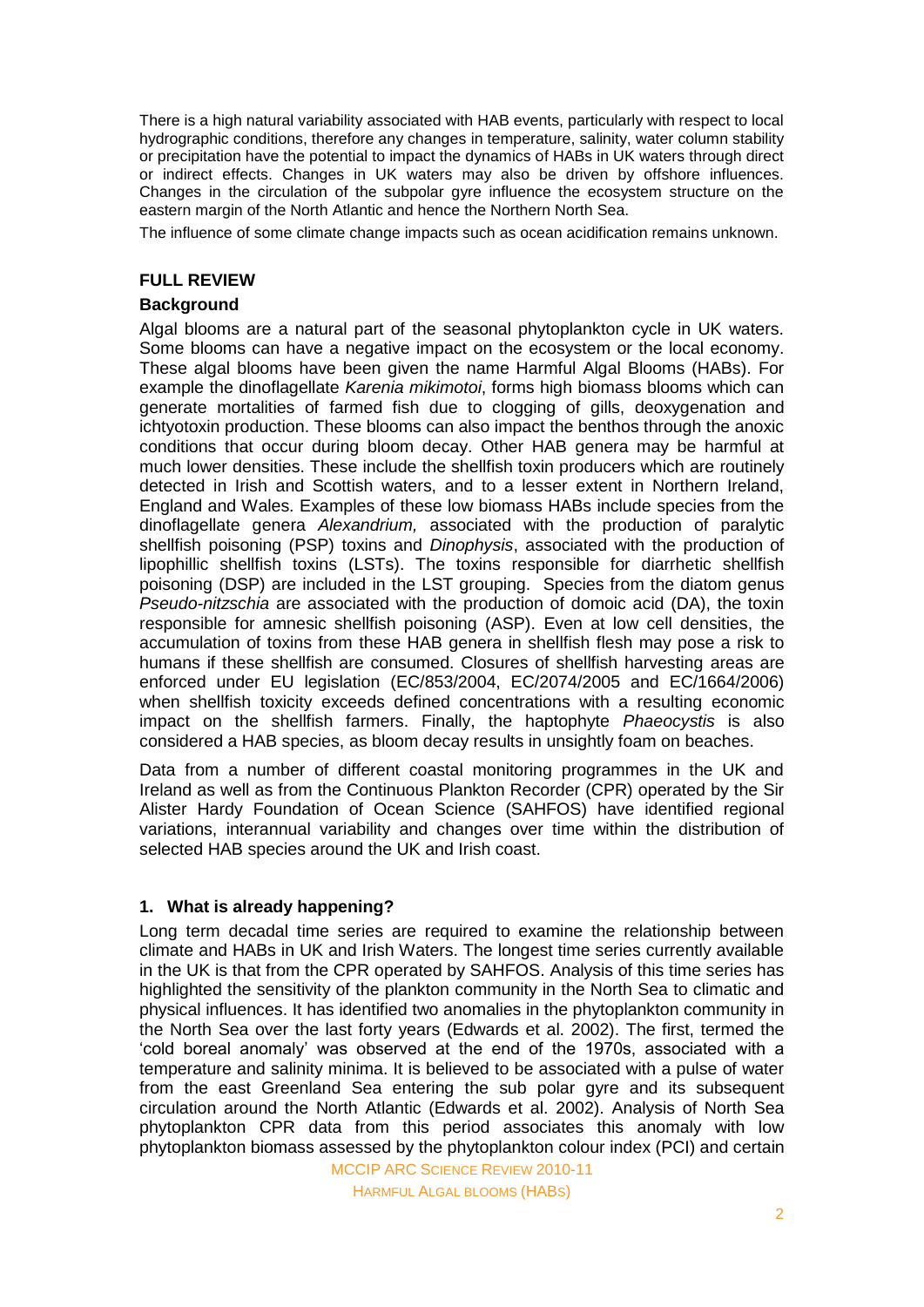There is a high natural variability associated with HAB events, particularly with respect to local hydrographic conditions, therefore any changes in temperature, salinity, water column stability or precipitation have the potential to impact the dynamics of HABs in UK waters through direct or indirect effects. Changes in UK waters may also be driven by offshore influences. Changes in the circulation of the subpolar gyre influence the ecosystem structure on the eastern margin of the North Atlantic and hence the Northern North Sea.

The influence of some climate change impacts such as ocean acidification remains unknown.

## FULL REVIEW

### Background

Algal blooms are a natural part of the seasonal phytoplankton cycle in UK waters. Some blooms can have a negative impact on the ecosystem or the local economy. These algal blooms have been given the name Harmful Algal Blooms (HABs). For example the dinoflagellate *Karenia mikimotoi*, forms high biomass blooms which can generate mortalities of farmed fish due to clogging of gills, deoxygenation and ichtyotoxin production. These blooms can also impact the benthos through the anoxic conditions that occur during bloom decay. Other HAB genera may be harmful at much lower densities. These include the shellfish toxin producers which are routinely detected in Irish and Scottish waters, and to a lesser extent in Northern Ireland, England and Wales. Examples of these low biomass HABs include species from the dinoflagellate genera *Alexandrium,* associated with the production of paralytic shellfish poisoning (PSP) toxins and *Dinophysis*, associated with the production of lipophillic shellfish toxins (LSTs). The toxins responsible for diarrhetic shellfish poisoning (DSP) are included in the LST grouping. Species from the diatom genus *Pseudo-nitzschia* are associated with the production of domoic acid (DA), the toxin responsible for amnesic shellfish poisoning (ASP). Even at low cell densities, the accumulation of toxins from these HAB genera in shellfish flesh may pose a risk to humans if these shellfish are consumed. Closures of shellfish harvesting areas are enforced under EU legislation (EC/853/2004, EC/2074/2005 and EC/1664/2006) when shellfish toxicity exceeds defined concentrations with a resulting economic impact on the shellfish farmers. Finally, the haptophyte *Phaeocystis* is also considered a HAB species, as bloom decay results in unsightly foam on beaches.

Data from a number of different coastal monitoring programmes in the UK and Ireland as well as from the Continuous Plankton Recorder (CPR) operated by the Sir Alister Hardy Foundation of Ocean Science (SAHFOS) have identified regional variations, interannual variability and changes over time within the distribution of selected HAB species around the UK and Irish coast.

### 1. What is already happening?

Long term decadal time series are required to examine the relationship between climate and HABs in UK and Irish Waters. The longest time series currently available in the UK is that from the CPR operated by SAHFOS. Analysis of this time series has highlighted the sensitivity of the plankton community in the North Sea to climatic and physical influences. It has identified two anomalies in the phytoplankton community in the North Sea over the last forty years (Edwards et al. 2002). The first, termed the 'cold boreal anomaly' was observed at the end of the 1970s, associated with a temperature and salinity minima. It is believed to be associated with a pulse of water from the east Greenland Sea entering the sub polar gyre and its subsequent circulation around the North Atlantic (Edwards et al. 2002). Analysis of North Sea phytoplankton CPR data from this period associates this anomaly with low phytoplankton biomass assessed by the phytoplankton colour index (PCI) and certain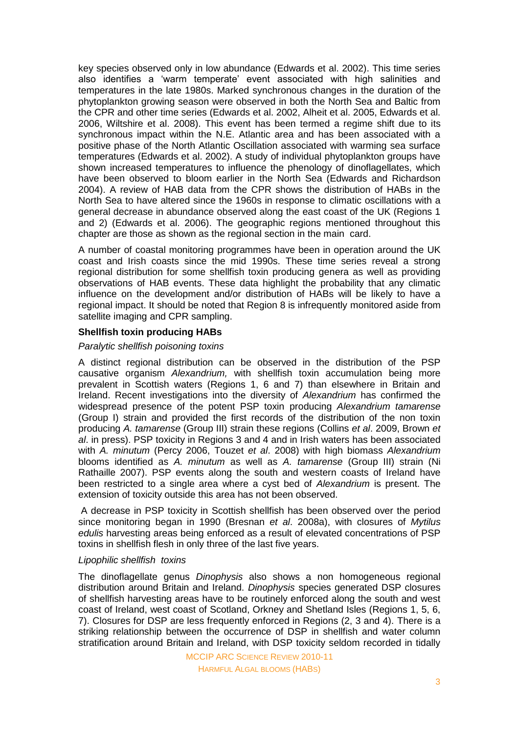key species observed only in low abundance (Edwards et al. 2002). This time series also identifies a 'warm temperate' event associated with high salinities and temperatures in the late 1980s. Marked synchronous changes in the duration of the phytoplankton growing season were observed in both the North Sea and Baltic from the CPR and other time series (Edwards et al. 2002, Alheit et al. 2005, Edwards et al. 2006, Wiltshire et al. 2008). This event has been termed a regime shift due to its synchronous impact within the N.E. Atlantic area and has been associated with a positive phase of the North Atlantic Oscillation associated with warming sea surface temperatures (Edwards et al. 2002). A study of individual phytoplankton groups have shown increased temperatures to influence the phenology of dinoflagellates, which have been observed to bloom earlier in the North Sea (Edwards and Richardson 2004). A review of HAB data from the CPR shows the distribution of HABs in the North Sea to have altered since the 1960s in response to climatic oscillations with a general decrease in abundance observed along the east coast of the UK (Regions 1 and 2) (Edwards et al. 2006). The geographic regions mentioned throughout this chapter are those as shown as the regional section in the main card.

A number of coastal monitoring programmes have been in operation around the UK coast and Irish coasts since the mid 1990s. These time series reveal a strong regional distribution for some shellfish toxin producing genera as well as providing observations of HAB events. These data highlight the probability that any climatic influence on the development and/or distribution of HABs will be likely to have a regional impact. It should be noted that Region 8 is infrequently monitored aside from satellite imaging and CPR sampling.

### Shellfish toxin producing HABs

*Paralytic shellfish poisoning toxins*

A distinct regional distribution can be observed in the distribution of the PSP causative organism *Alexandrium,* with shellfish toxin accumulation being more prevalent in Scottish waters (Regions 1, 6 and 7) than elsewhere in Britain and Ireland. Recent investigations into the diversity of *Alexandrium* has confirmed the widespread presence of the potent PSP toxin producing *Alexandrium tamarense* (Group I) strain and provided the first records of the distribution of the non toxin producing *A. tamarense* (Group III) strain these regions (Collins *et al*. 2009, Brown *et al*. in press). PSP toxicity in Regions 3 and 4 and in Irish waters has been associated with *A. minutum* (Percy 2006, Touzet *et al*. 2008) with high biomass *Alexandrium* blooms identified as *A. minutum* as well as *A. tamarense* (Group III) strain (Ni Rathaille 2007). PSP events along the south and western coasts of Ireland have been restricted to a single area where a cyst bed of *Alexandrium* is present. The extension of toxicity outside this area has not been observed.

A decrease in PSP toxicity in Scottish shellfish has been observed over the period since monitoring began in 1990 (Bresnan *et al*. 2008a), with closures of *Mytilus edulis* harvesting areas being enforced as a result of elevated concentrations of PSP toxins in shellfish flesh in only three of the last five years.

*Lipophilic shellfish toxins*

The dinoflagellate genus *Dinophysis* also shows a non homogeneous regional distribution around Britain and Ireland. *Dinophysis* species generated DSP closures of shellfish harvesting areas have to be routinely enforced along the south and west coast of Ireland, west coast of Scotland, Orkney and Shetland Isles (Regions 1, 5, 6, 7). Closures for DSP are less frequently enforced in Regions (2, 3 and 4). There is a striking relationship between the occurrence of DSP in shellfish and water column stratification around Britain and Ireland, with DSP toxicity seldom recorded in tidally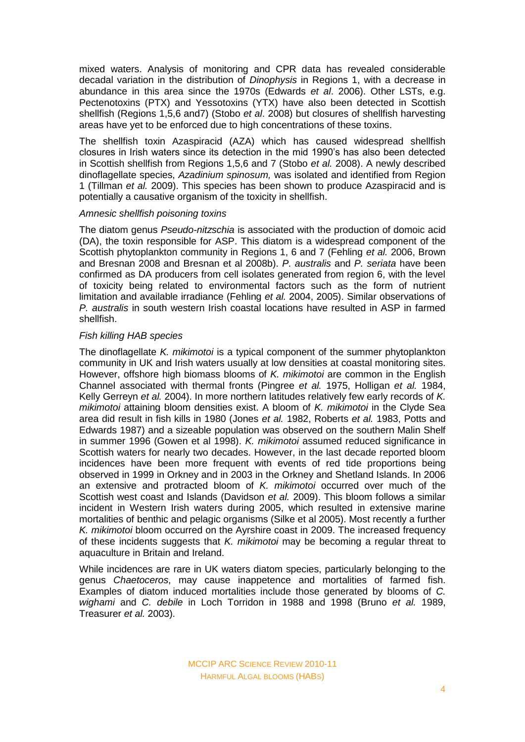mixed waters. Analysis of monitoring and CPR data has revealed considerable decadal variation in the distribution of *Dinophysis* in Regions 1, with a decrease in abundance in this area since the 1970s (Edwards *et al*. 2006). Other LSTs, e.g. Pectenotoxins (PTX) and Yessotoxins (YTX) have also been detected in Scottish shellfish (Regions 1,5,6 and7) (Stobo *et al*. 2008) but closures of shellfish harvesting areas have yet to be enforced due to high concentrations of these toxins.

The shellfish toxin Azaspiracid (AZA) which has caused widespread shellfish closures in Irish waters since its detection in the mid 1990's has also been detected in Scottish shellfish from Regions 1,5,6 and 7 (Stobo *et al.* 2008). A newly described dinoflagellate species, *Azadinium spinosum,* was isolated and identified from Region 1 (Tillman *et al.* 2009). This species has been shown to produce Azaspiracid and is potentially a causative organism of the toxicity in shellfish.

*Amnesic shellfish poisoning toxins*

The diatom genus *Pseudo-nitzschia* is associated with the production of domoic acid (DA), the toxin responsible for ASP. This diatom is a widespread component of the Scottish phytoplankton community in Regions 1, 6 and 7 (Fehling *et al.* 2006, Brown and Bresnan 2008 and Bresnan et al 2008b). *P. australis* and *P. seriata* have been confirmed as DA producers from cell isolates generated from region 6, with the level of toxicity being related to environmental factors such as the form of nutrient limitation and available irradiance (Fehling *et al.* 2004, 2005). Similar observations of *P. australis* in south western Irish coastal locations have resulted in ASP in farmed shellfish.

*Fish killing HAB species*

The dinoflagellate *K. mikimotoi* is a typical component of the summer phytoplankton community in UK and Irish waters usually at low densities at coastal monitoring sites. However, offshore high biomass blooms of *K. mikimotoi* are common in the English Channel associated with thermal fronts (Pingree *et al.* 1975, Holligan *et al.* 1984, Kelly Gerreyn *et al.* 2004). In more northern latitudes relatively few early records of *K. mikimotoi* attaining bloom densities exist. A bloom of *K. mikimotoi* in the Clyde Sea area did result in fish kills in 1980 (Jones *et al.* 1982, Roberts *et al.* 1983, Potts and Edwards 1987) and a sizeable population was observed on the southern Malin Shelf in summer 1996 (Gowen et al 1998). *K. mikimotoi* assumed reduced significance in Scottish waters for nearly two decades. However, in the last decade reported bloom incidences have been more frequent with events of red tide proportions being observed in 1999 in Orkney and in 2003 in the Orkney and Shetland Islands. In 2006 an extensive and protracted bloom of *K. mikimotoi* occurred over much of the Scottish west coast and Islands (Davidson *et al.* 2009). This bloom follows a similar incident in Western Irish waters during 2005, which resulted in extensive marine mortalities of benthic and pelagic organisms (Silke et al 2005). Most recently a further *K. mikimotoi* bloom occurred on the Ayrshire coast in 2009. The increased frequency of these incidents suggests that *K. mikimotoi* may be becoming a regular threat to aquaculture in Britain and Ireland.

While incidences are rare in UK waters diatom species, particularly belonging to the genus *Chaetoceros*, may cause inappetence and mortalities of farmed fish. Examples of diatom induced mortalities include those generated by blooms of *C. wighami* and *C. debile* in Loch Torridon in 1988 and 1998 (Bruno *et al.* 1989, Treasurer *et al.* 2003).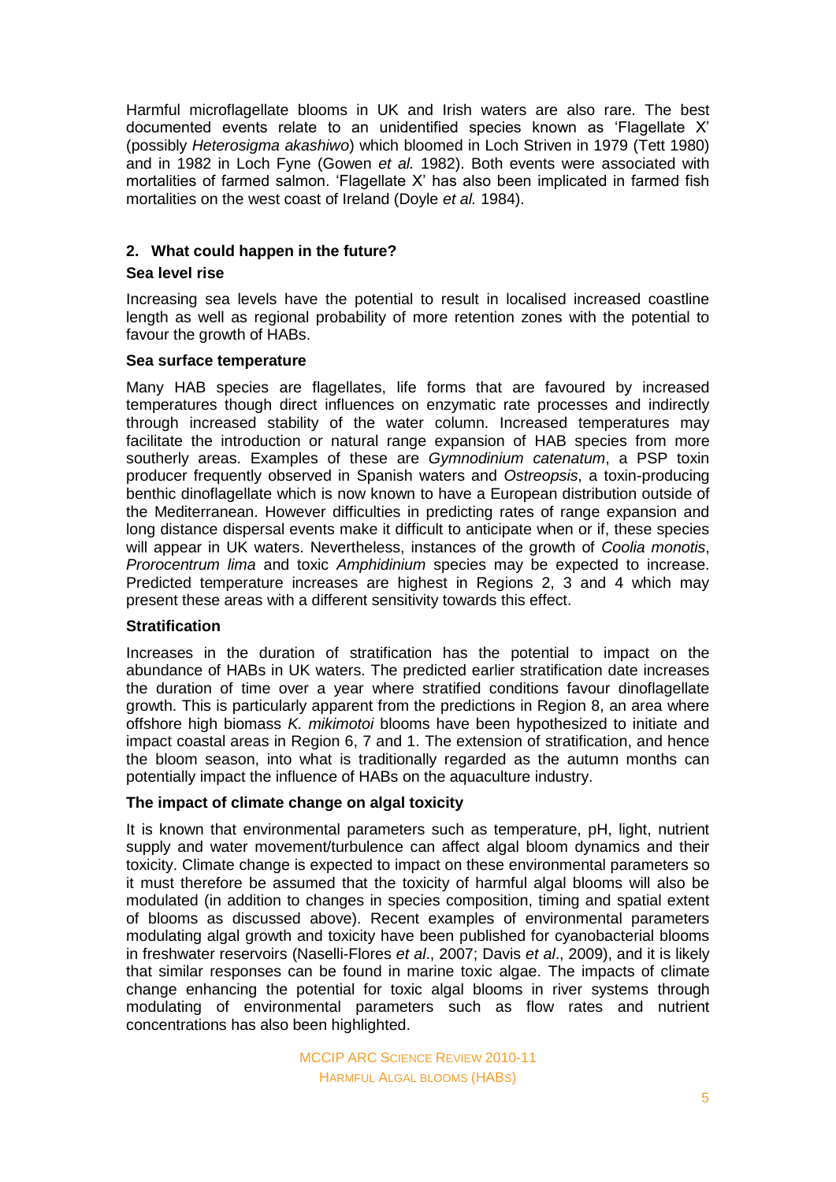Harmful microflagellate blooms in UK and Irish waters are also rare. The best documented events relate to an unidentified species known as 'Flagellate X' (possibly *Heterosigma akashiwo*) which bloomed in Loch Striven in 1979 (Tett 1980) and in 1982 in Loch Fyne (Gowen *et al.* 1982). Both events were associated with mortalities of farmed salmon. 'Flagellate X' has also been implicated in farmed fish mortalities on the west coast of Ireland (Doyle *et al.* 1984).

## 2. What could happen in the future?

### Sea level rise

Increasing sea levels have the potential to result in localised increased coastline length as well as regional probability of more retention zones with the potential to favour the growth of HABs.

### Sea surface temperature

Many HAB species are flagellates, life forms that are favoured by increased temperatures though direct influences on enzymatic rate processes and indirectly through increased stability of the water column. Increased temperatures may facilitate the introduction or natural range expansion of HAB species from more southerly areas. Examples of these are *Gymnodinium catenatum*, a PSP toxin producer frequently observed in Spanish waters and *Ostreopsis*, a toxin-producing benthic dinoflagellate which is now known to have a European distribution outside of the Mediterranean. However difficulties in predicting rates of range expansion and long distance dispersal events make it difficult to anticipate when or if, these species will appear in UK waters. Nevertheless, instances of the growth of *Coolia monotis*, *Prorocentrum lima* and toxic *Amphidinium* species may be expected to increase. Predicted temperature increases are highest in Regions 2, 3 and 4 which may present these areas with a different sensitivity towards this effect.

### Stratification

Increases in the duration of stratification has the potential to impact on the abundance of HABs in UK waters. The predicted earlier stratification date increases the duration of time over a year where stratified conditions favour dinoflagellate growth. This is particularly apparent from the predictions in Region 8, an area where offshore high biomass *K. mikimotoi* blooms have been hypothesized to initiate and impact coastal areas in Region 6, 7 and 1. The extension of stratification, and hence the bloom season, into what is traditionally regarded as the autumn months can potentially impact the influence of HABs on the aquaculture industry.

### The impact of climate change on algal toxicity

It is known that environmental parameters such as temperature, pH, light, nutrient supply and water movement/turbulence can affect algal bloom dynamics and their toxicity. Climate change is expected to impact on these environmental parameters so it must therefore be assumed that the toxicity of harmful algal blooms will also be modulated (in addition to changes in species composition, timing and spatial extent of blooms as discussed above). Recent examples of environmental parameters modulating algal growth and toxicity have been published for cyanobacterial blooms in freshwater reservoirs (Naselli-Flores *et al*., 2007; Davis *et al*., 2009), and it is likely that similar responses can be found in marine toxic algae. The impacts of climate change enhancing the potential for toxic algal blooms in river systems through modulating of environmental parameters such as flow rates and nutrient concentrations has also been highlighted.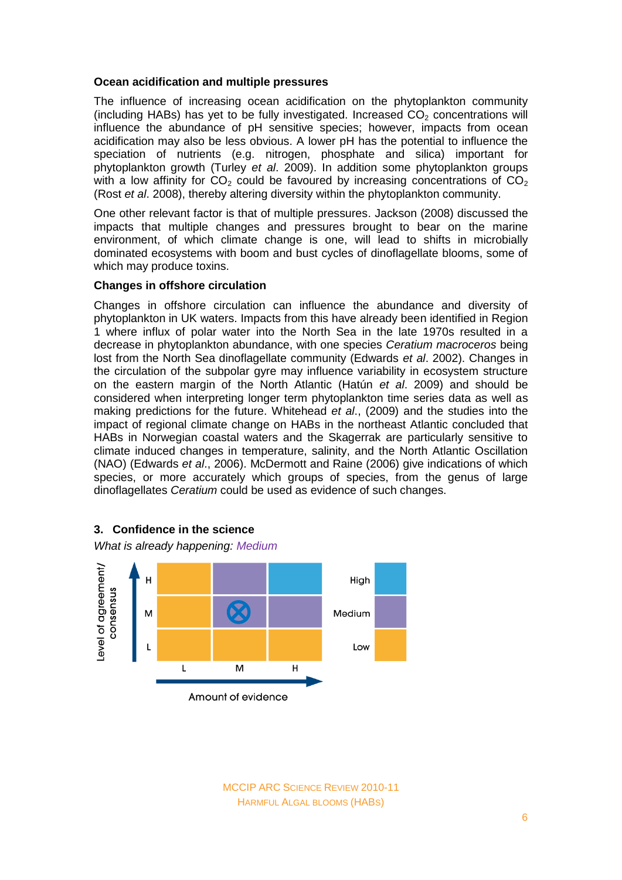**Ocean acidification and multiple pressures**

The influence of increasing ocean acidification on the phytoplankton community (including HABs) has yet to be fully investigated. Increased $CO_2$ concentrations will influence the abundance of pH sensitive species; however, impacts from ocean acidification may also be less obvious. A lower pH has the potential to influence the speciation of nutrients (e.g. nitrogen, phosphate and silica) important for phytoplankton growth (Turley *et al*. 2009). In addition some phytoplankton groups with a low affinity for $CO_2$ could be favoured by increasing concentrations of $CO_2$ (Rost *et al*. 2008), thereby altering diversity within the phytoplankton community.

One other relevant factor is that of multiple pressures. Jackson (2008) discussed the impacts that multiple changes and pressures brought to bear on the marine environment, of which climate change is one, will lead to shifts in microbially dominated ecosystems with boom and bust cycles of dinoflagellate blooms, some of which may produce toxins.

**Changes in offshore circulation**

Changes in offshore circulation can influence the abundance and diversity of phytoplankton in UK waters. Impacts from this have already been identified in Region 1 where influx of polar water into the North Sea in the late 1970s resulted in a decrease in phytoplankton abundance, with one species *Ceratium macroceros* being lost from the North Sea dinoflagellate community (Edwards *et al*. 2002). Changes in the circulation of the subpolar gyre may influence variability in ecosystem structure on the eastern margin of the North Atlantic (Hatún *et al*. 2009) and should be considered when interpreting longer term phytoplankton time series data as well as making predictions for the future. Whitehead *et al*., (2009) and the studies into the impact of regional climate change on HABs in the northeast Atlantic concluded that HABs in Norwegian coastal waters and the Skagerrak are particularly sensitive to climate induced changes in temperature, salinity, and the North Atlantic Oscillation (NAO) (Edwards *et al*., 2006). McDermott and Raine (2006) give indications of which species, or more accurately which groups of species, from the genus of large dinoflagellates *Ceratium* could be used as evidence of such changes.

## 3. Confidence in the science

*What is already happening: Medium*

| Level of agreement/ consensus | L (Amount of evidence) | M (Amount of evidence) | H (Amount of evidence) |
|---|---|---|---|
| H | Low | Medium | High |
| M | Low | Medium ⊗ | Medium |
| L | Low | Low | Low |

Key: High / Medium / Low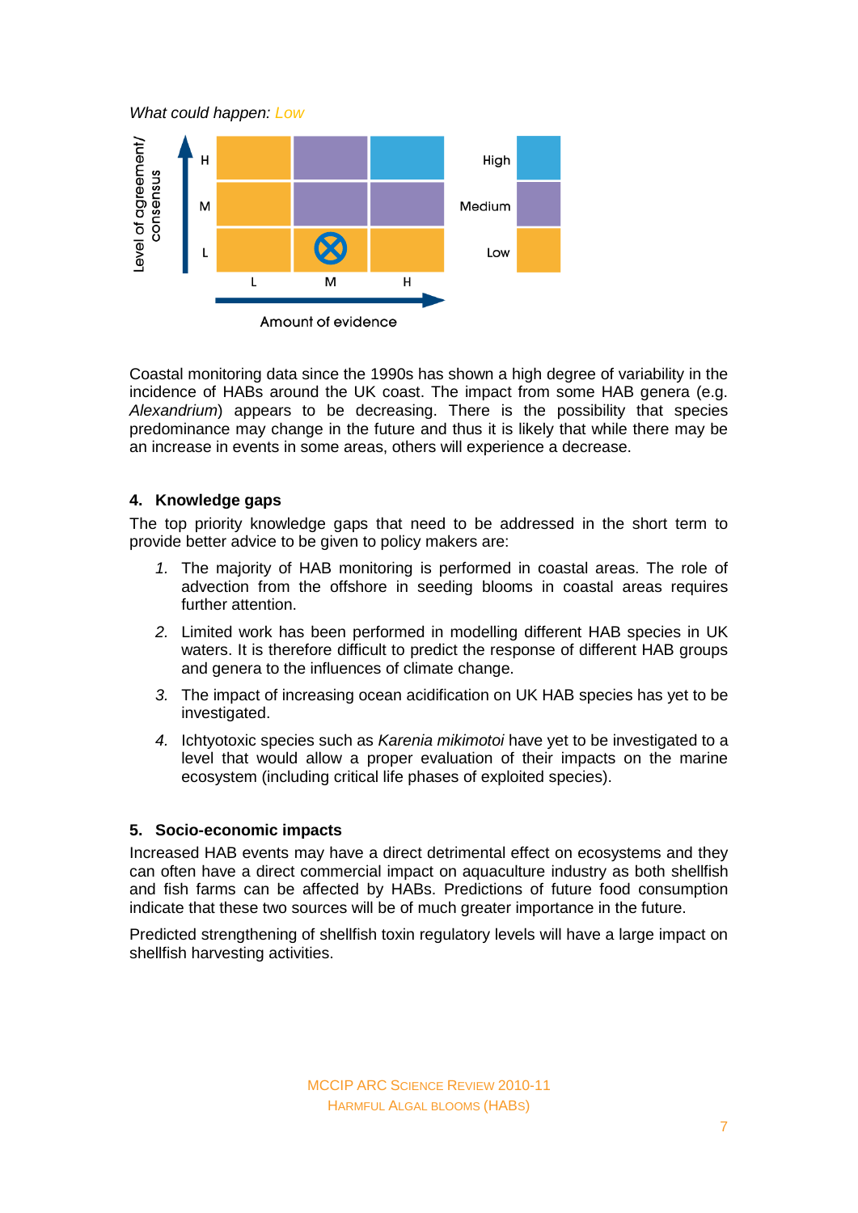*What could happen: Low*

| Level of agreement/ consensus | L | M | H |
|---|---|---|---|
| H | Low | Medium | High |
| M | Low | Medium | Medium |
| L | Low | ⊗ Low | Low |

Amount of evidence

Coastal monitoring data since the 1990s has shown a high degree of variability in the incidence of HABs around the UK coast. The impact from some HAB genera (e.g. *Alexandrium*) appears to be decreasing. There is the possibility that species predominance may change in the future and thus it is likely that while there may be an increase in events in some areas, others will experience a decrease.

## 4. Knowledge gaps

The top priority knowledge gaps that need to be addressed in the short term to provide better advice to be given to policy makers are:

1. The majority of HAB monitoring is performed in coastal areas. The role of advection from the offshore in seeding blooms in coastal areas requires further attention.
2. Limited work has been performed in modelling different HAB species in UK waters. It is therefore difficult to predict the response of different HAB groups and genera to the influences of climate change.
3. The impact of increasing ocean acidification on UK HAB species has yet to be investigated.
4. Ichtyotoxic species such as *Karenia mikimotoi* have yet to be investigated to a level that would allow a proper evaluation of their impacts on the marine ecosystem (including critical life phases of exploited species).

## 5. Socio-economic impacts

Increased HAB events may have a direct detrimental effect on ecosystems and they can often have a direct commercial impact on aquaculture industry as both shellfish and fish farms can be affected by HABs. Predictions of future food consumption indicate that these two sources will be of much greater importance in the future.

Predicted strengthening of shellfish toxin regulatory levels will have a large impact on shellfish harvesting activities.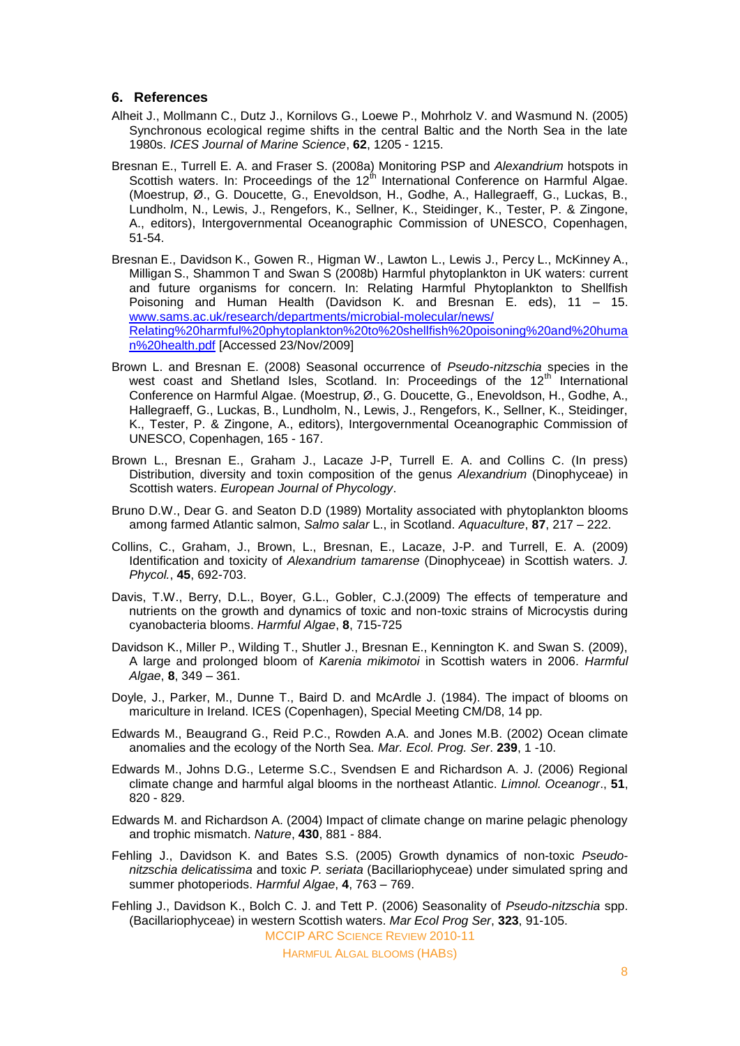## 6. References

Alheit J., Mollmann C., Dutz J., Kornilovs G., Loewe P., Mohrholz V. and Wasmund N. (2005) Synchronous ecological regime shifts in the central Baltic and the North Sea in the late 1980s. *ICES Journal of Marine Science*, **62**, 1205 - 1215.

Bresnan E., Turrell E. A. and Fraser S. (2008a) Monitoring PSP and *Alexandrium* hotspots in Scottish waters. In: Proceedings of the 12th International Conference on Harmful Algae. (Moestrup, Ø., G. Doucette, G., Enevoldson, H., Godhe, A., Hallegraeff, G., Luckas, B., Lundholm, N., Lewis, J., Rengefors, K., Sellner, K., Steidinger, K., Tester, P. & Zingone, A., editors), Intergovernmental Oceanographic Commission of UNESCO, Copenhagen, 51-54.

Bresnan E., Davidson K., Gowen R., Higman W., Lawton L., Lewis J., Percy L., McKinney A., Milligan S., Shammon T and Swan S (2008b) Harmful phytoplankton in UK waters: current and future organisms for concern. In: Relating Harmful Phytoplankton to Shellfish Poisoning and Human Health (Davidson K. and Bresnan E. eds), 11 – 15. [www.sams.ac.uk/research/departments/microbial-molecular/news/Relating%20harmful%20phytoplankton%20to%20shellfish%20poisoning%20and%20human%20health.pdf](www.sams.ac.uk/research/departments/microbial-molecular/news/Relating%20harmful%20phytoplankton%20to%20shellfish%20poisoning%20and%20human%20health.pdf) [Accessed 23/Nov/2009]

Brown L. and Bresnan E. (2008) Seasonal occurrence of *Pseudo-nitzschia* species in the west coast and Shetland Isles, Scotland. In: Proceedings of the 12th International Conference on Harmful Algae. (Moestrup, Ø., G. Doucette, G., Enevoldson, H., Godhe, A., Hallegraeff, G., Luckas, B., Lundholm, N., Lewis, J., Rengefors, K., Sellner, K., Steidinger, K., Tester, P. & Zingone, A., editors), Intergovernmental Oceanographic Commission of UNESCO, Copenhagen, 165 - 167.

Brown L., Bresnan E., Graham J., Lacaze J-P, Turrell E. A. and Collins C. (In press) Distribution, diversity and toxin composition of the genus *Alexandrium* (Dinophyceae) in Scottish waters. *European Journal of Phycology*.

Bruno D.W., Dear G. and Seaton D.D (1989) Mortality associated with phytoplankton blooms among farmed Atlantic salmon, *Salmo salar* L., in Scotland. *Aquaculture*, **87**, 217 – 222.

Collins, C., Graham, J., Brown, L., Bresnan, E., Lacaze, J-P. and Turrell, E. A. (2009) Identification and toxicity of *Alexandrium tamarense* (Dinophyceae) in Scottish waters. *J. Phycol.*, **45**, 692-703.

Davis, T.W., Berry, D.L., Boyer, G.L., Gobler, C.J.(2009) The effects of temperature and nutrients on the growth and dynamics of toxic and non-toxic strains of Microcystis during cyanobacteria blooms. *Harmful Algae*, **8**, 715-725

Davidson K., Miller P., Wilding T., Shutler J., Bresnan E., Kennington K. and Swan S. (2009), A large and prolonged bloom of *Karenia mikimotoi* in Scottish waters in 2006. *Harmful Algae*, **8**, 349 – 361.

Doyle, J., Parker, M., Dunne T., Baird D. and McArdle J. (1984). The impact of blooms on mariculture in Ireland. ICES (Copenhagen), Special Meeting CM/D8, 14 pp.

Edwards M., Beaugrand G., Reid P.C., Rowden A.A. and Jones M.B. (2002) Ocean climate anomalies and the ecology of the North Sea. *Mar. Ecol. Prog. Ser*. **239**, 1 -10.

Edwards M., Johns D.G., Leterme S.C., Svendsen E and Richardson A. J. (2006) Regional climate change and harmful algal blooms in the northeast Atlantic. *Limnol. Oceanogr*., **51**, 820 - 829.

Edwards M. and Richardson A. (2004) Impact of climate change on marine pelagic phenology and trophic mismatch. *Nature*, **430**, 881 - 884.

Fehling J., Davidson K. and Bates S.S. (2005) Growth dynamics of non-toxic *Pseudo-nitzschia delicatissima* and toxic *P. seriata* (Bacillariophyceae) under simulated spring and summer photoperiods. *Harmful Algae*, **4**, 763 – 769.

Fehling J., Davidson K., Bolch C. J. and Tett P. (2006) Seasonality of *Pseudo-nitzschia* spp. (Bacillariophyceae) in western Scottish waters. *Mar Ecol Prog Ser*, **323**, 91-105.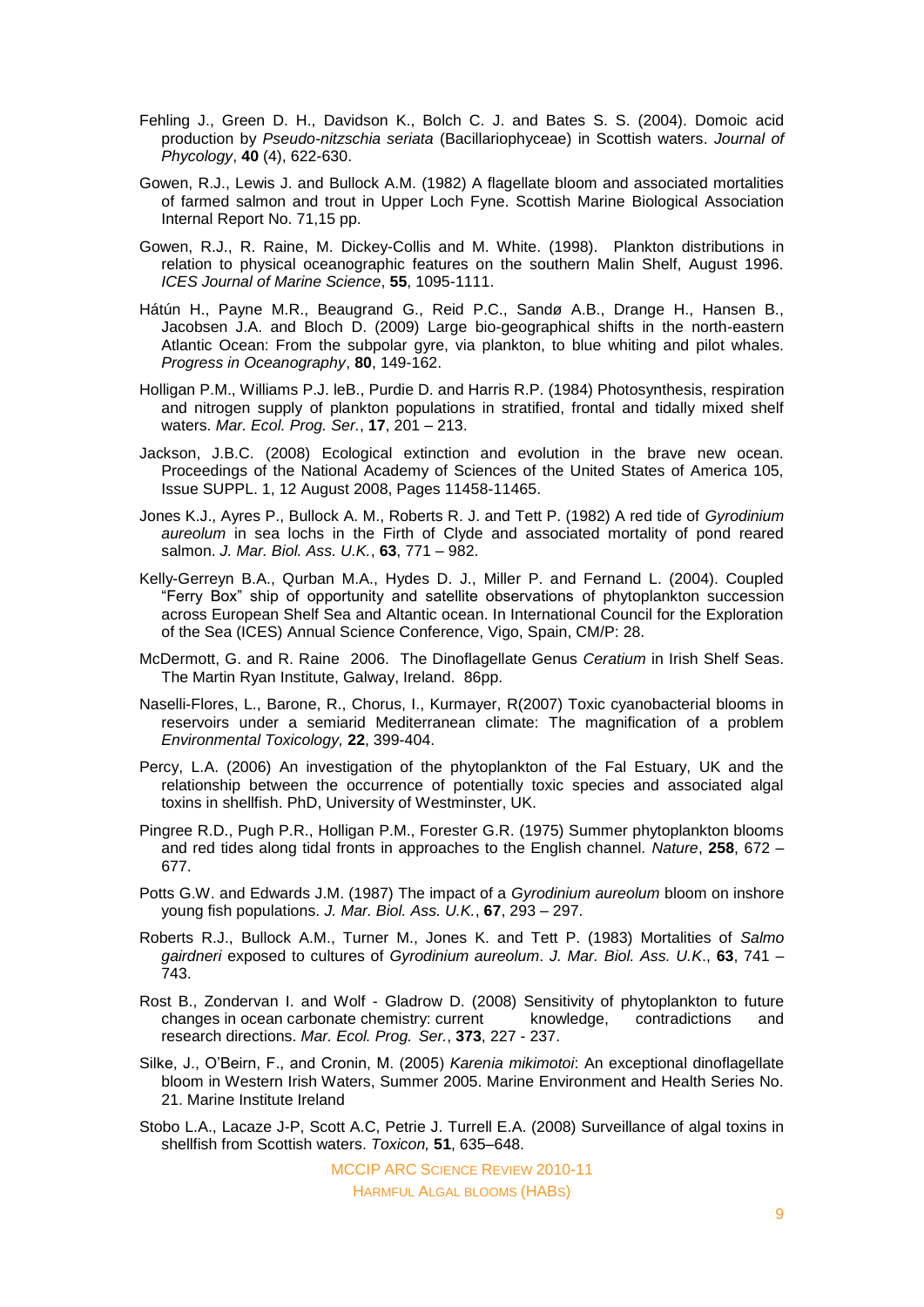Fehling J., Green D. H., Davidson K., Bolch C. J. and Bates S. S. (2004). Domoic acid production by *Pseudo-nitzschia seriata* (Bacillariophyceae) in Scottish waters. *Journal of Phycology*, **40** (4), 622-630.

Gowen, R.J., Lewis J. and Bullock A.M. (1982) A flagellate bloom and associated mortalities of farmed salmon and trout in Upper Loch Fyne. Scottish Marine Biological Association Internal Report No. 71,15 pp.

Gowen, R.J., R. Raine, M. Dickey-Collis and M. White. (1998). Plankton distributions in relation to physical oceanographic features on the southern Malin Shelf, August 1996. *ICES Journal of Marine Science*, **55**, 1095-1111.

Hátún H., Payne M.R., Beaugrand G., Reid P.C., Sandø A.B., Drange H., Hansen B., Jacobsen J.A. and Bloch D. (2009) Large bio-geographical shifts in the north-eastern Atlantic Ocean: From the subpolar gyre, via plankton, to blue whiting and pilot whales. *Progress in Oceanography*, **80**, 149-162.

Holligan P.M., Williams P.J. leB., Purdie D. and Harris R.P. (1984) Photosynthesis, respiration and nitrogen supply of plankton populations in stratified, frontal and tidally mixed shelf waters. *Mar. Ecol. Prog. Ser.*, **17**, 201 – 213.

Jackson, J.B.C. (2008) Ecological extinction and evolution in the brave new ocean. Proceedings of the National Academy of Sciences of the United States of America 105, Issue SUPPL. 1, 12 August 2008, Pages 11458-11465.

Jones K.J., Ayres P., Bullock A. M., Roberts R. J. and Tett P. (1982) A red tide of *Gyrodinium aureolum* in sea lochs in the Firth of Clyde and associated mortality of pond reared salmon. *J. Mar. Biol. Ass. U.K.*, **63**, 771 – 982.

Kelly-Gerreyn B.A., Qurban M.A., Hydes D. J., Miller P. and Fernand L. (2004). Coupled "Ferry Box" ship of opportunity and satellite observations of phytoplankton succession across European Shelf Sea and Altantic ocean. In International Council for the Exploration of the Sea (ICES) Annual Science Conference, Vigo, Spain, CM/P: 28.

McDermott, G. and R. Raine 2006. The Dinoflagellate Genus *Ceratium* in Irish Shelf Seas. The Martin Ryan Institute, Galway, Ireland. 86pp.

Naselli-Flores, L., Barone, R., Chorus, I., Kurmayer, R(2007) Toxic cyanobacterial blooms in reservoirs under a semiarid Mediterranean climate: The magnification of a problem *Environmental Toxicology,* **22**, 399-404.

Percy, L.A. (2006) An investigation of the phytoplankton of the Fal Estuary, UK and the relationship between the occurrence of potentially toxic species and associated algal toxins in shellfish. PhD, University of Westminster, UK.

Pingree R.D., Pugh P.R., Holligan P.M., Forester G.R. (1975) Summer phytoplankton blooms and red tides along tidal fronts in approaches to the English channel. *Nature*, **258**, 672 – 677.

Potts G.W. and Edwards J.M. (1987) The impact of a *Gyrodinium aureolum* bloom on inshore young fish populations. *J. Mar. Biol. Ass. U.K.*, **67**, 293 – 297.

Roberts R.J., Bullock A.M., Turner M., Jones K. and Tett P. (1983) Mortalities of *Salmo gairdneri* exposed to cultures of *Gyrodinium aureolum*. *J. Mar. Biol. Ass. U.K*., **63**, 741 – 743.

Rost B., Zondervan I. and Wolf - Gladrow D. (2008) Sensitivity of phytoplankton to future changes in ocean carbonate chemistry: current knowledge, contradictions and research directions. *Mar. Ecol. Prog. Ser.*, **373**, 227 - 237.

Silke, J., O'Beirn, F., and Cronin, M. (2005) *Karenia mikimotoi*: An exceptional dinoflagellate bloom in Western Irish Waters, Summer 2005. Marine Environment and Health Series No. 21. Marine Institute Ireland

Stobo L.A., Lacaze J-P, Scott A.C, Petrie J. Turrell E.A. (2008) Surveillance of algal toxins in shellfish from Scottish waters. *Toxicon,* **51**, 635–648.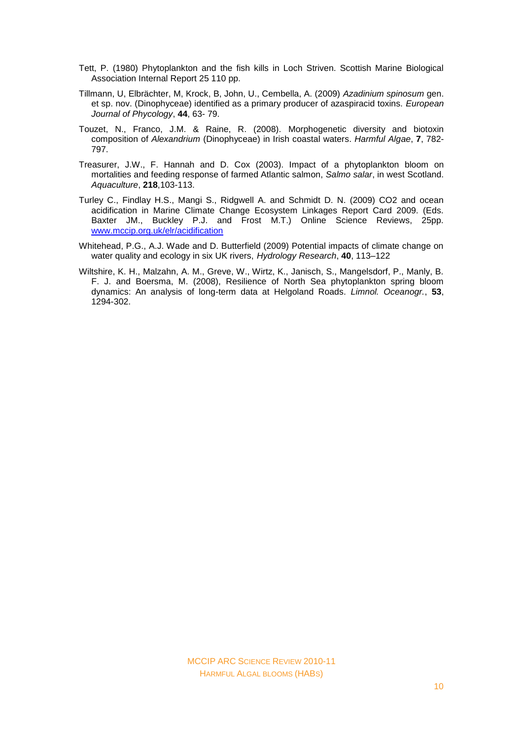Tett, P. (1980) Phytoplankton and the fish kills in Loch Striven. Scottish Marine Biological Association Internal Report 25 110 pp.

Tillmann, U, Elbrächter, M, Krock, B, John, U., Cembella, A. (2009) *Azadinium spinosum* gen. et sp. nov. (Dinophyceae) identified as a primary producer of azaspiracid toxins. *European Journal of Phycology*, **44**, 63- 79.

Touzet, N., Franco, J.M. & Raine, R. (2008). Morphogenetic diversity and biotoxin composition of *Alexandrium* (Dinophyceae) in Irish coastal waters. *Harmful Algae*, **7**, 782-797.

Treasurer, J.W., F. Hannah and D. Cox (2003). Impact of a phytoplankton bloom on mortalities and feeding response of farmed Atlantic salmon, *Salmo salar*, in west Scotland. *Aquaculture*, **218**,103-113.

Turley C., Findlay H.S., Mangi S., Ridgwell A. and Schmidt D. N. (2009) CO2 and ocean acidification in Marine Climate Change Ecosystem Linkages Report Card 2009. (Eds. Baxter JM., Buckley P.J. and Frost M.T.) Online Science Reviews, 25pp. www.mccip.org.uk/elr/acidification

Whitehead, P.G., A.J. Wade and D. Butterfield (2009) Potential impacts of climate change on water quality and ecology in six UK rivers, *Hydrology Research*, **40**, 113–122

Wiltshire, K. H., Malzahn, A. M., Greve, W., Wirtz, K., Janisch, S., Mangelsdorf, P., Manly, B. F. J. and Boersma, M. (2008), Resilience of North Sea phytoplankton spring bloom dynamics: An analysis of long-term data at Helgoland Roads. *Limnol. Oceanogr.*, **53**, 1294-302.